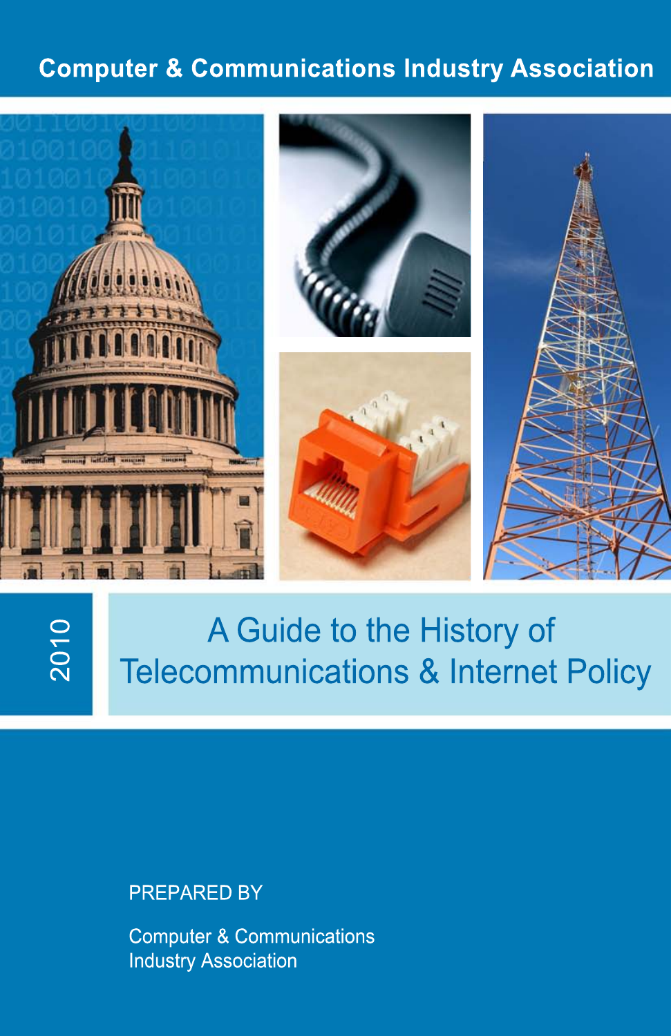Computer & Communications Industry Association

2010

# A Guide to the History of Telecommunications & Internet Policy

PREPARED BY

Computer & Communications Industry Association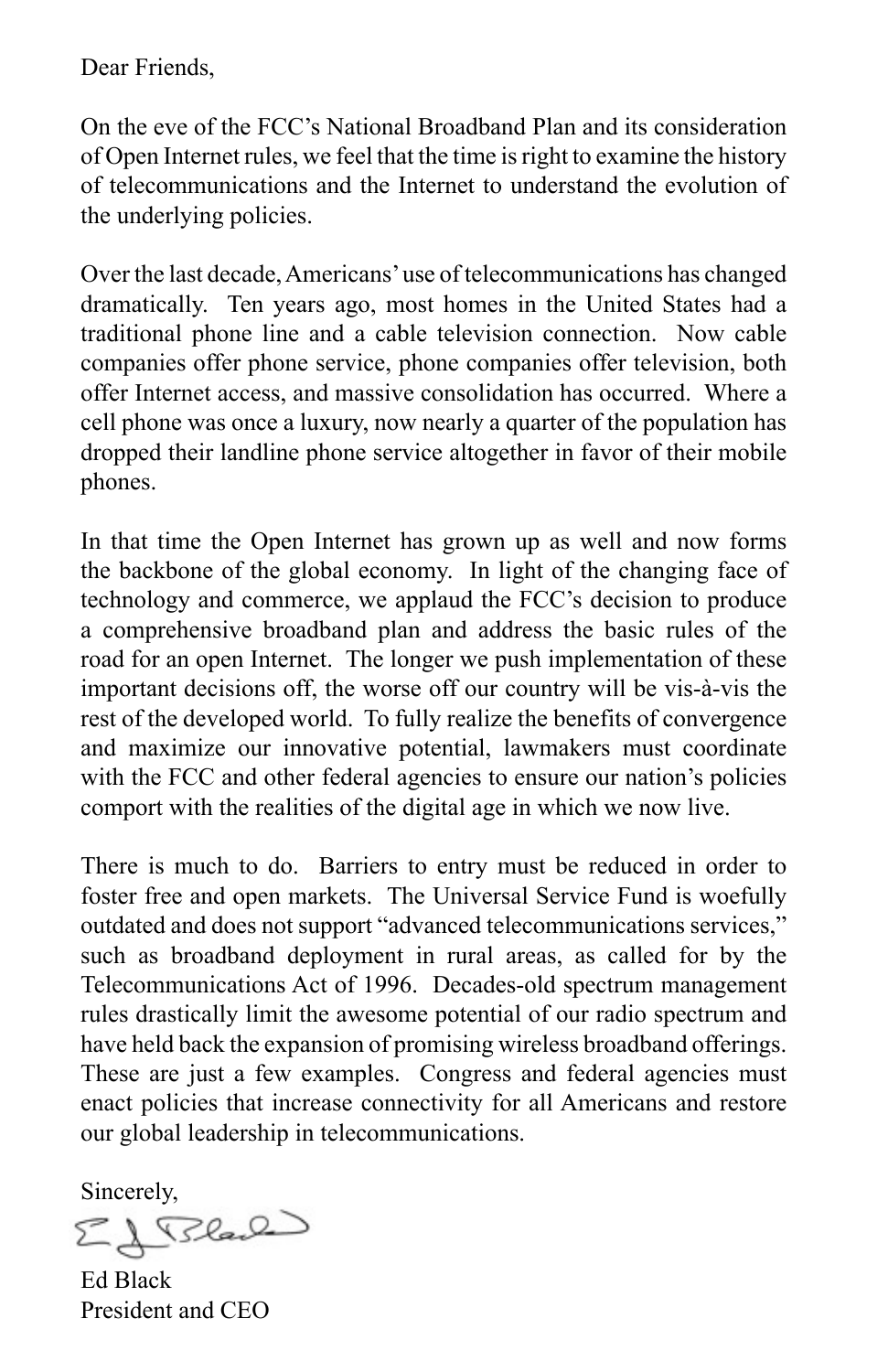Dear Friends,

On the eve of the FCC's National Broadband Plan and its consideration of Open Internet rules, we feel that the time is right to examine the history of telecommunications and the Internet to understand the evolution of the underlying policies.

Over the last decade, Americans' use of telecommunications has changed dramatically. Ten years ago, most homes in the United States had a traditional phone line and a cable television connection. Now cable companies offer phone service, phone companies offer television, both offer Internet access, and massive consolidation has occurred. Where a cell phone was once a luxury, now nearly a quarter of the population has dropped their landline phone service altogether in favor of their mobile phones.

In that time the Open Internet has grown up as well and now forms the backbone of the global economy. In light of the changing face of technology and commerce, we applaud the FCC's decision to produce a comprehensive broadband plan and address the basic rules of the road for an open Internet. The longer we push implementation of these important decisions off, the worse off our country will be vis-à-vis the rest of the developed world. To fully realize the benefits of convergence and maximize our innovative potential, lawmakers must coordinate with the FCC and other federal agencies to ensure our nation's policies comport with the realities of the digital age in which we now live.

There is much to do. Barriers to entry must be reduced in order to foster free and open markets. The Universal Service Fund is woefully outdated and does not support "advanced telecommunications services," such as broadband deployment in rural areas, as called for by the Telecommunications Act of 1996. Decades-old spectrum management rules drastically limit the awesome potential of our radio spectrum and have held back the expansion of promising wireless broadband offerings. These are just a few examples. Congress and federal agencies must enact policies that increase connectivity for all Americans and restore our global leadership in telecommunications.

Sincerely,

Ed Black
President and CEO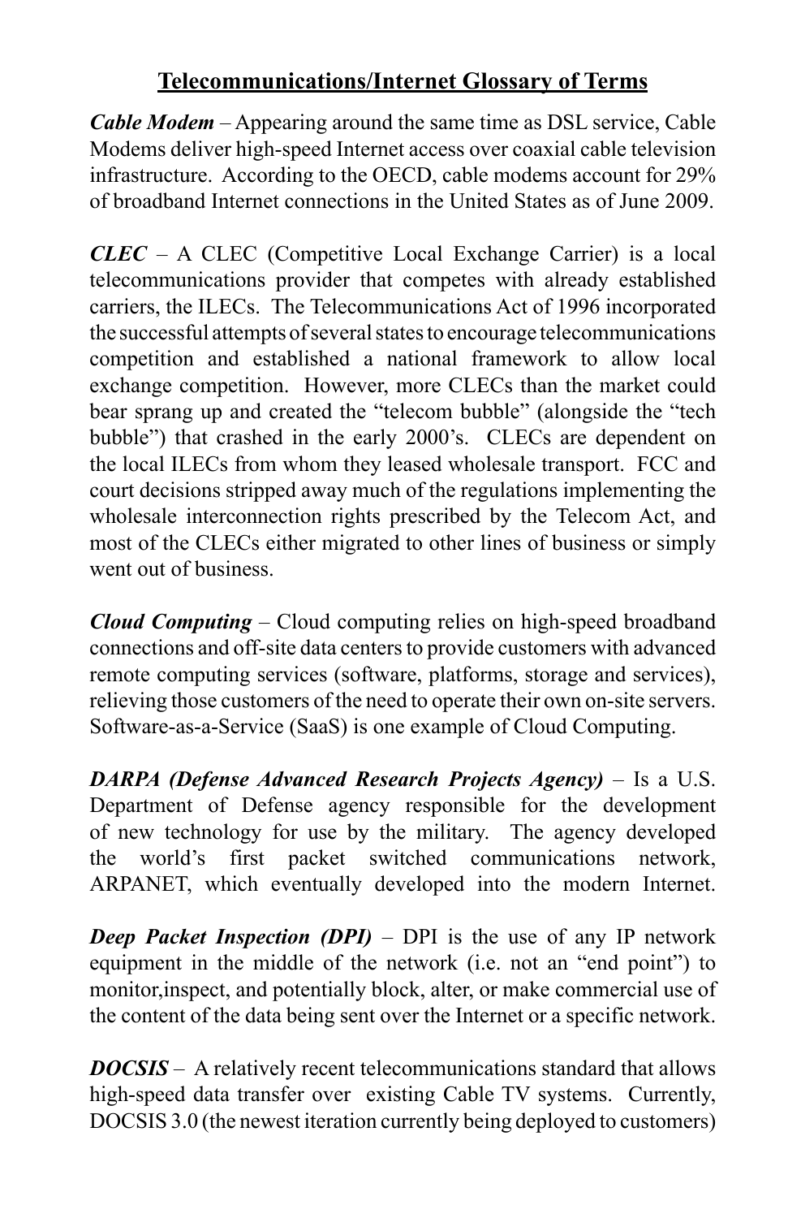## Telecommunications/Internet Glossary of Terms

***Cable Modem*** – Appearing around the same time as DSL service, Cable Modems deliver high-speed Internet access over coaxial cable television infrastructure. According to the OECD, cable modems account for 29% of broadband Internet connections in the United States as of June 2009.

***CLEC*** – A CLEC (Competitive Local Exchange Carrier) is a local telecommunications provider that competes with already established carriers, the ILECs. The Telecommunications Act of 1996 incorporated the successful attempts of several states to encourage telecommunications competition and established a national framework to allow local exchange competition. However, more CLECs than the market could bear sprang up and created the "telecom bubble" (alongside the "tech bubble") that crashed in the early 2000's. CLECs are dependent on the local ILECs from whom they leased wholesale transport. FCC and court decisions stripped away much of the regulations implementing the wholesale interconnection rights prescribed by the Telecom Act, and most of the CLECs either migrated to other lines of business or simply went out of business.

***Cloud Computing*** – Cloud computing relies on high-speed broadband connections and off-site data centers to provide customers with advanced remote computing services (software, platforms, storage and services), relieving those customers of the need to operate their own on-site servers. Software-as-a-Service (SaaS) is one example of Cloud Computing.

***DARPA (Defense Advanced Research Projects Agency)*** – Is a U.S. Department of Defense agency responsible for the development of new technology for use by the military. The agency developed the world's first packet switched communications network, ARPANET, which eventually developed into the modern Internet.

***Deep Packet Inspection (DPI)*** – DPI is the use of any IP network equipment in the middle of the network (i.e. not an "end point") to monitor,inspect, and potentially block, alter, or make commercial use of the content of the data being sent over the Internet or a specific network.

***DOCSIS*** – A relatively recent telecommunications standard that allows high-speed data transfer over existing Cable TV systems. Currently, DOCSIS 3.0 (the newest iteration currently being deployed to customers)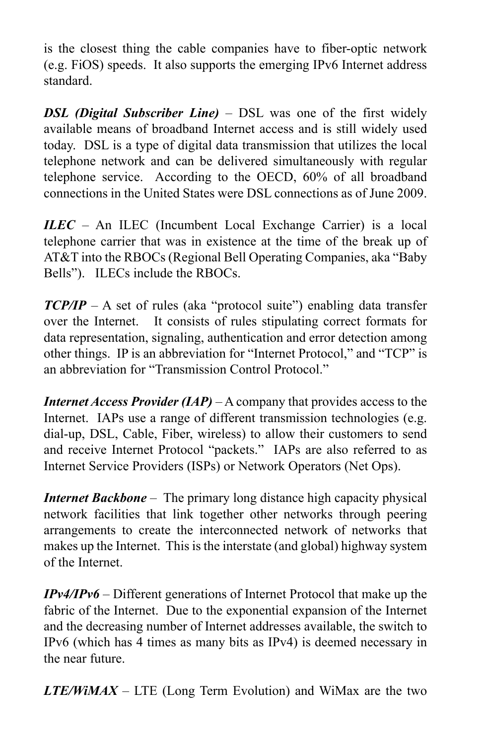is the closest thing the cable companies have to fiber-optic network (e.g. FiOS) speeds. It also supports the emerging IPv6 Internet address standard.

***DSL (Digital Subscriber Line)*** – DSL was one of the first widely available means of broadband Internet access and is still widely used today. DSL is a type of digital data transmission that utilizes the local telephone network and can be delivered simultaneously with regular telephone service. According to the OECD, 60% of all broadband connections in the United States were DSL connections as of June 2009.

***ILEC*** – An ILEC (Incumbent Local Exchange Carrier) is a local telephone carrier that was in existence at the time of the break up of AT&T into the RBOCs (Regional Bell Operating Companies, aka "Baby Bells"). ILECs include the RBOCs.

***TCP/IP*** – A set of rules (aka "protocol suite") enabling data transfer over the Internet. It consists of rules stipulating correct formats for data representation, signaling, authentication and error detection among other things. IP is an abbreviation for "Internet Protocol," and "TCP" is an abbreviation for "Transmission Control Protocol."

***Internet Access Provider (IAP)*** – A company that provides access to the Internet. IAPs use a range of different transmission technologies (e.g. dial-up, DSL, Cable, Fiber, wireless) to allow their customers to send and receive Internet Protocol "packets." IAPs are also referred to as Internet Service Providers (ISPs) or Network Operators (Net Ops).

***Internet Backbone*** – The primary long distance high capacity physical network facilities that link together other networks through peering arrangements to create the interconnected network of networks that makes up the Internet. This is the interstate (and global) highway system of the Internet.

***IPv4/IPv6*** – Different generations of Internet Protocol that make up the fabric of the Internet. Due to the exponential expansion of the Internet and the decreasing number of Internet addresses available, the switch to IPv6 (which has 4 times as many bits as IPv4) is deemed necessary in the near future.

***LTE/WiMAX*** – LTE (Long Term Evolution) and WiMax are the two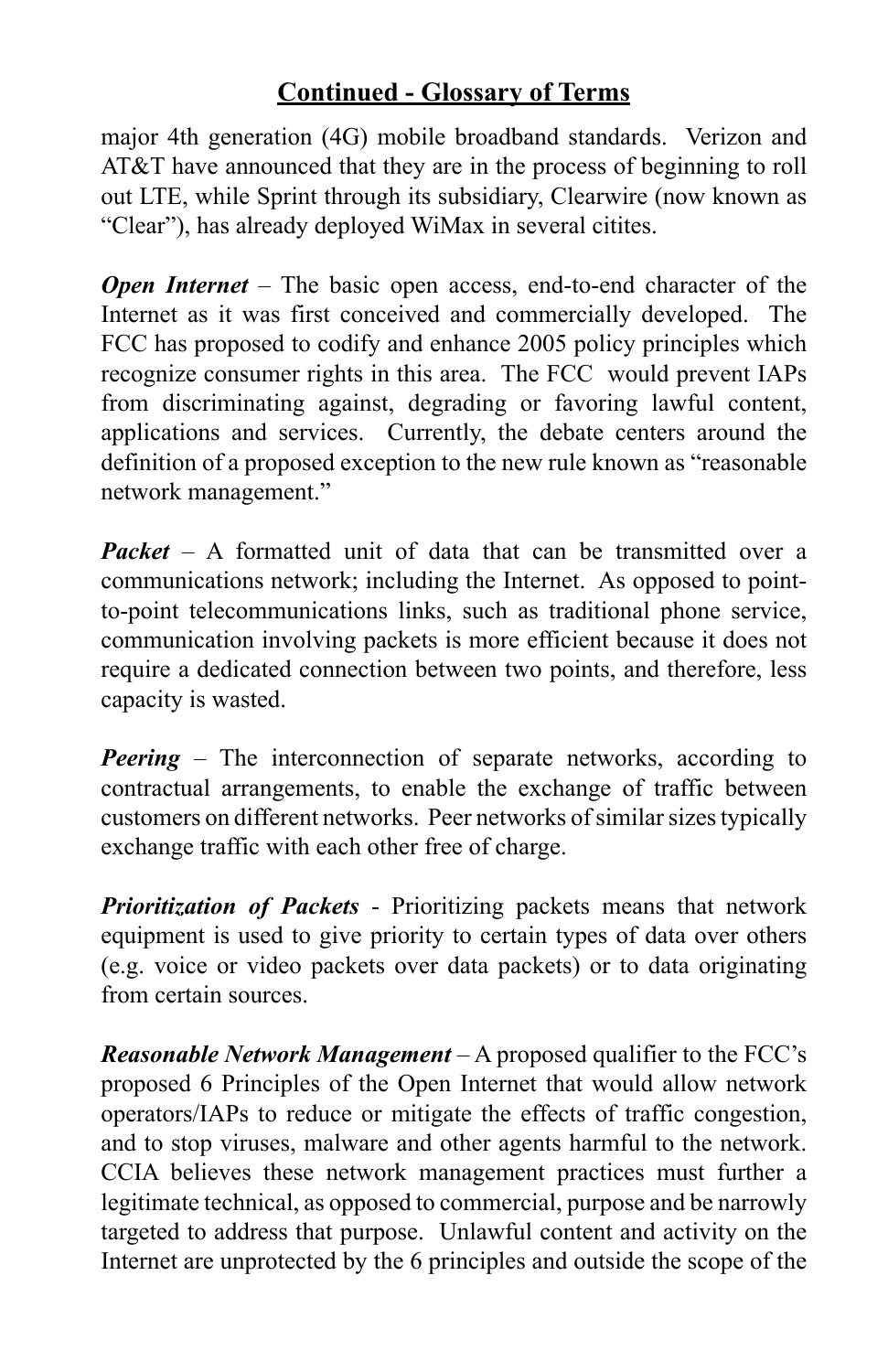## Continued - Glossary of Terms

major 4th generation (4G) mobile broadband standards. Verizon and AT&T have announced that they are in the process of beginning to roll out LTE, while Sprint through its subsidiary, Clearwire (now known as "Clear"), has already deployed WiMax in several citites.

***Open Internet*** – The basic open access, end-to-end character of the Internet as it was first conceived and commercially developed. The FCC has proposed to codify and enhance 2005 policy principles which recognize consumer rights in this area. The FCC would prevent IAPs from discriminating against, degrading or favoring lawful content, applications and services. Currently, the debate centers around the definition of a proposed exception to the new rule known as "reasonable network management."

***Packet*** – A formatted unit of data that can be transmitted over a communications network; including the Internet. As opposed to point-to-point telecommunications links, such as traditional phone service, communication involving packets is more efficient because it does not require a dedicated connection between two points, and therefore, less capacity is wasted.

***Peering*** – The interconnection of separate networks, according to contractual arrangements, to enable the exchange of traffic between customers on different networks. Peer networks of similar sizes typically exchange traffic with each other free of charge.

***Prioritization of Packets*** - Prioritizing packets means that network equipment is used to give priority to certain types of data over others (e.g. voice or video packets over data packets) or to data originating from certain sources.

***Reasonable Network Management*** – A proposed qualifier to the FCC's proposed 6 Principles of the Open Internet that would allow network operators/IAPs to reduce or mitigate the effects of traffic congestion, and to stop viruses, malware and other agents harmful to the network. CCIA believes these network management practices must further a legitimate technical, as opposed to commercial, purpose and be narrowly targeted to address that purpose. Unlawful content and activity on the Internet are unprotected by the 6 principles and outside the scope of the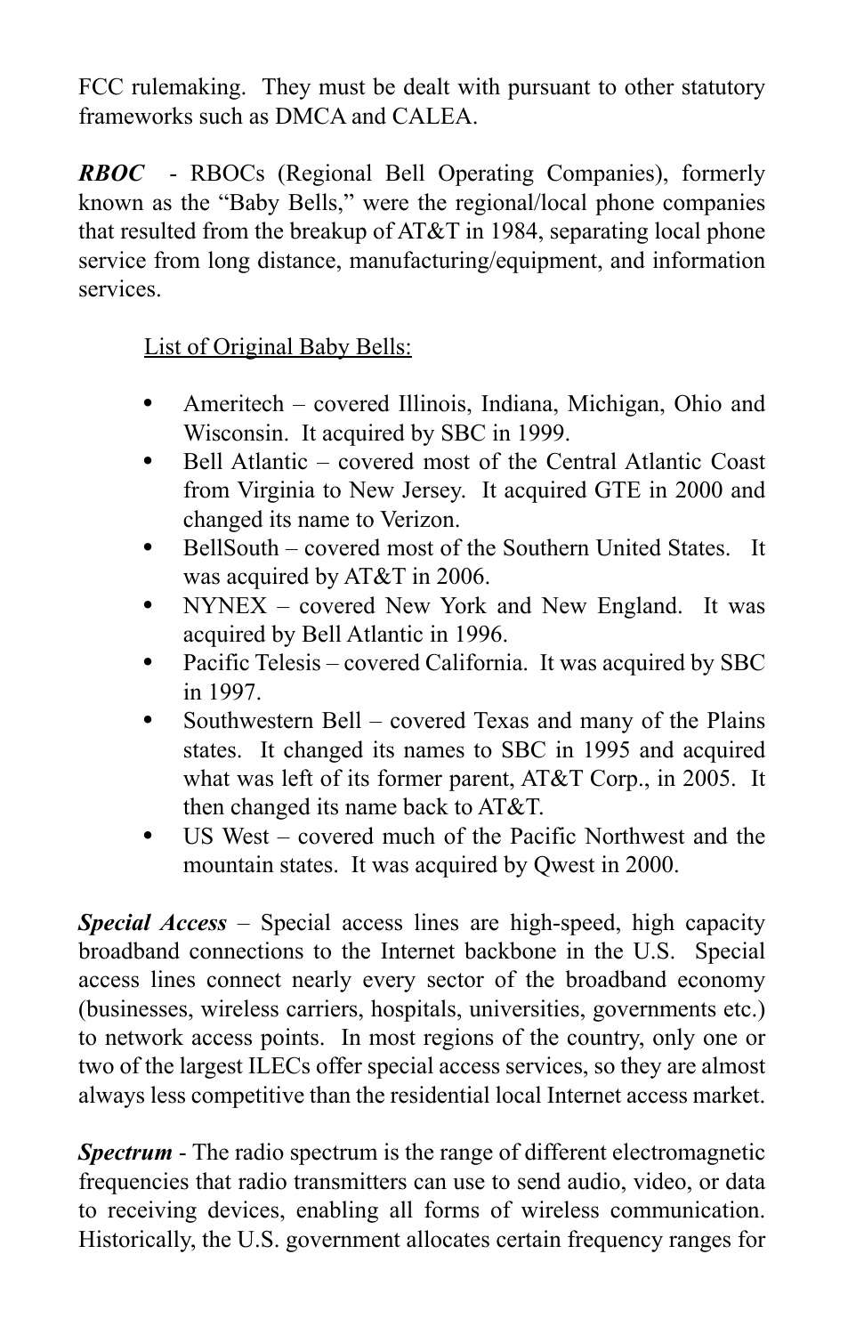FCC rulemaking. They must be dealt with pursuant to other statutory frameworks such as DMCA and CALEA.

***RBOC*** - RBOCs (Regional Bell Operating Companies), formerly known as the "Baby Bells," were the regional/local phone companies that resulted from the breakup of AT&T in 1984, separating local phone service from long distance, manufacturing/equipment, and information services.

List of Original Baby Bells:

- Ameritech – covered Illinois, Indiana, Michigan, Ohio and Wisconsin. It acquired by SBC in 1999.
- Bell Atlantic – covered most of the Central Atlantic Coast from Virginia to New Jersey. It acquired GTE in 2000 and changed its name to Verizon.
- BellSouth – covered most of the Southern United States. It was acquired by AT&T in 2006.
- NYNEX – covered New York and New England. It was acquired by Bell Atlantic in 1996.
- Pacific Telesis – covered California. It was acquired by SBC in 1997.
- Southwestern Bell – covered Texas and many of the Plains states. It changed its names to SBC in 1995 and acquired what was left of its former parent, AT&T Corp., in 2005. It then changed its name back to AT&T.
- US West – covered much of the Pacific Northwest and the mountain states. It was acquired by Qwest in 2000.

***Special Access*** – Special access lines are high-speed, high capacity broadband connections to the Internet backbone in the U.S. Special access lines connect nearly every sector of the broadband economy (businesses, wireless carriers, hospitals, universities, governments etc.) to network access points. In most regions of the country, only one or two of the largest ILECs offer special access services, so they are almost always less competitive than the residential local Internet access market.

***Spectrum*** - The radio spectrum is the range of different electromagnetic frequencies that radio transmitters can use to send audio, video, or data to receiving devices, enabling all forms of wireless communication. Historically, the U.S. government allocates certain frequency ranges for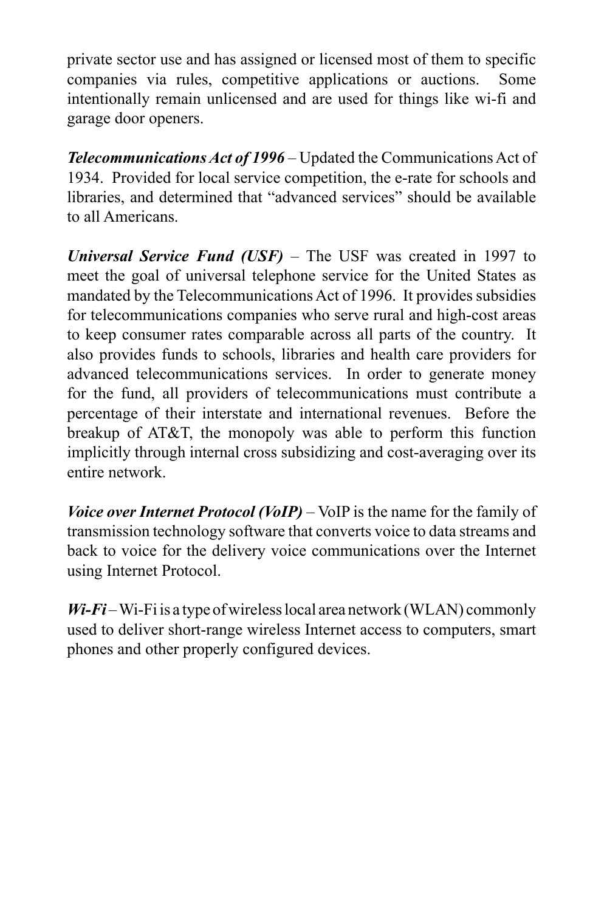private sector use and has assigned or licensed most of them to specific companies via rules, competitive applications or auctions. Some intentionally remain unlicensed and are used for things like wi-fi and garage door openers.

***Telecommunications Act of 1996*** – Updated the Communications Act of 1934. Provided for local service competition, the e-rate for schools and libraries, and determined that "advanced services" should be available to all Americans.

***Universal Service Fund (USF)*** – The USF was created in 1997 to meet the goal of universal telephone service for the United States as mandated by the Telecommunications Act of 1996. It provides subsidies for telecommunications companies who serve rural and high-cost areas to keep consumer rates comparable across all parts of the country. It also provides funds to schools, libraries and health care providers for advanced telecommunications services. In order to generate money for the fund, all providers of telecommunications must contribute a percentage of their interstate and international revenues. Before the breakup of AT&T, the monopoly was able to perform this function implicitly through internal cross subsidizing and cost-averaging over its entire network.

***Voice over Internet Protocol (VoIP)*** – VoIP is the name for the family of transmission technology software that converts voice to data streams and back to voice for the delivery voice communications over the Internet using Internet Protocol.

***Wi-Fi*** – Wi-Fi is a type of wireless local area network (WLAN) commonly used to deliver short-range wireless Internet access to computers, smart phones and other properly configured devices.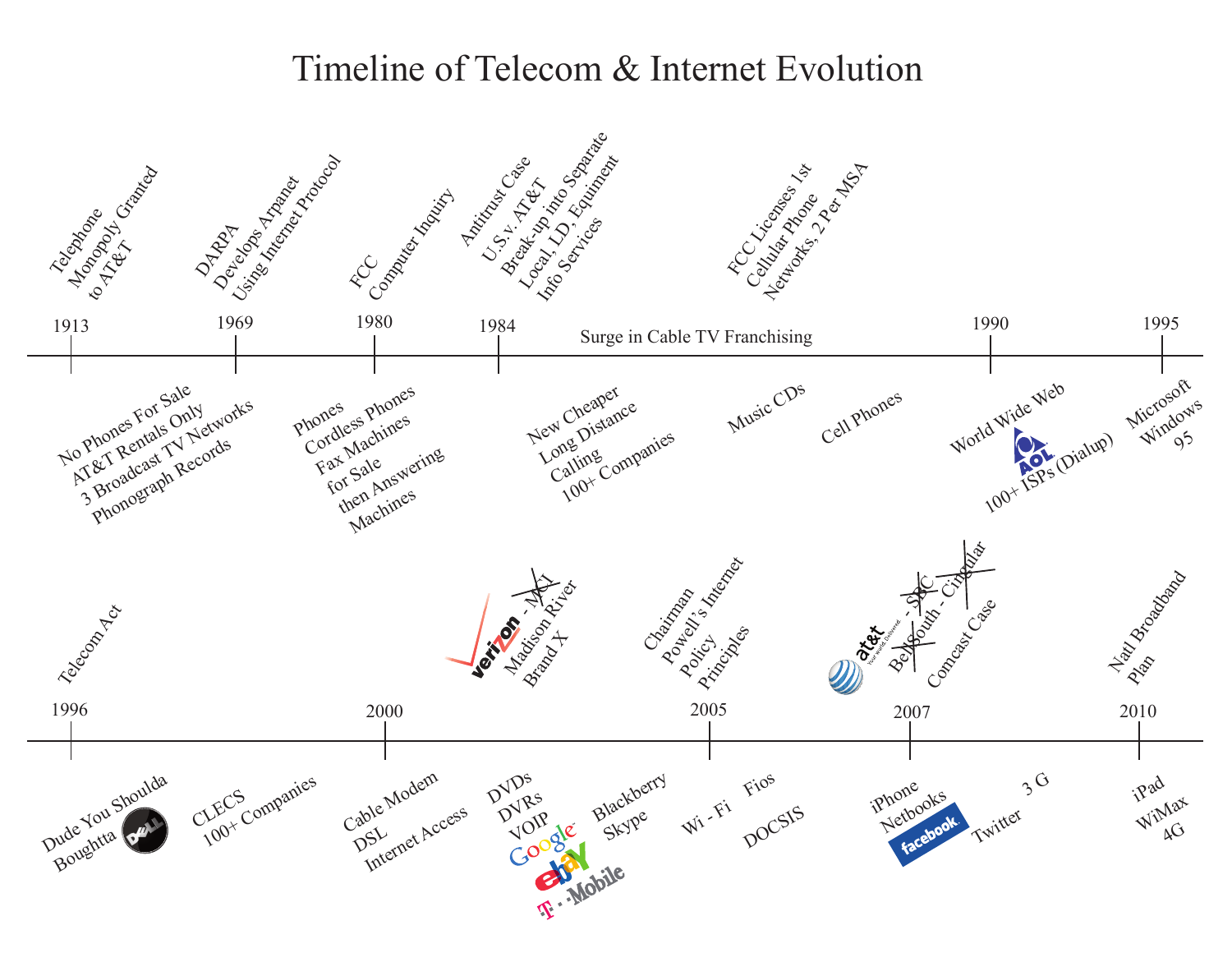# Timeline of Telecom & Internet Evolution

## 1913 – 1995

**1913**
- Telephone Monopoly Granted to AT&T
- No Phones For Sale
- AT&T Rentals Only
- 3 Broadcast TV Networks
- Phonograph Records

**1969**
- DARPA Develops Arpanet Using Internet Protocol

**1980**
- FCC Computer Inquiry
- Phones
- Cordless Phones
- Fax Machines for Sale
- then Answering Machines

**1984**
- Antitrust Case U.S.v. AT&T Break-up into Separate Local, LD, Equiment Info Services
- New Cheaper Long Distance Calling
- 100+ Companies

Surge in Cable TV Franchising

- FCC Licenses 1st Cellular Phone Networks, 2 Per MSA
- Music CDs
- Cell Phones

**1990**
- World Wide Web
- AOL
- 100+ ISPs (Dialup)

**1995**
- Microsoft Windows 95

## 1996 – 2010

**1996**
- Telecom Act
- Dude You Shoulda Boughtta Dell
- CLECS 100+ Companies

**2000**
- Cable Modem
- DSL
- Internet Access
- Verizon - MCI (crossed out)
- Madison River
- Brand X
- DVDs
- DVRs
- VOIP
- Google
- eBay
- T-Mobile
- Blackberry
- Skype

**2005**
- Chairman Powell's Internet Policy Principles
- Wi - Fi
- Fios
- DOCSIS

**2007**
- AT&T - SBC (crossed out)
- BellSouth - Cingular (crossed out)
- Comcast Case
- iPhone
- Netbooks
- facebook
- Twitter
- 3 G

**2010**
- Natl Broadband Plan
- iPad
- WiMax
- 4G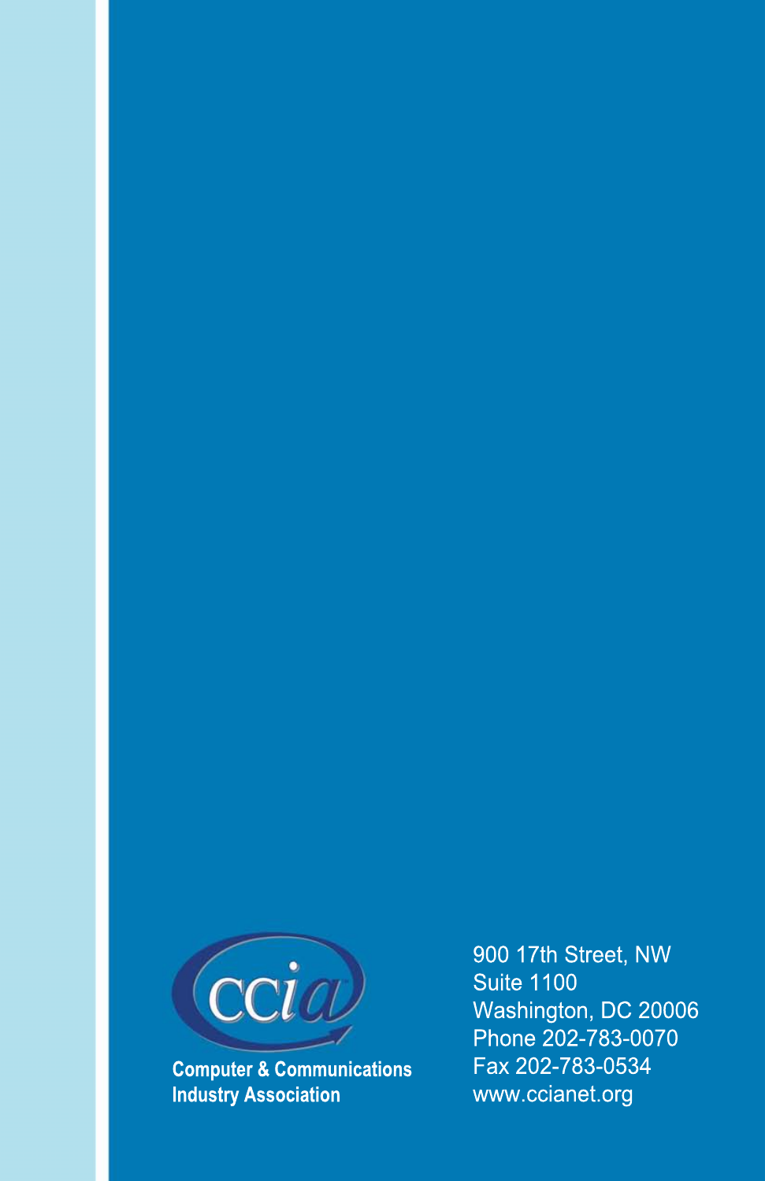ccia

**Computer & Communications Industry Association**

900 17th Street, NW
Suite 1100
Washington, DC 20006
Phone 202-783-0070
Fax 202-783-0534
www.ccianet.org